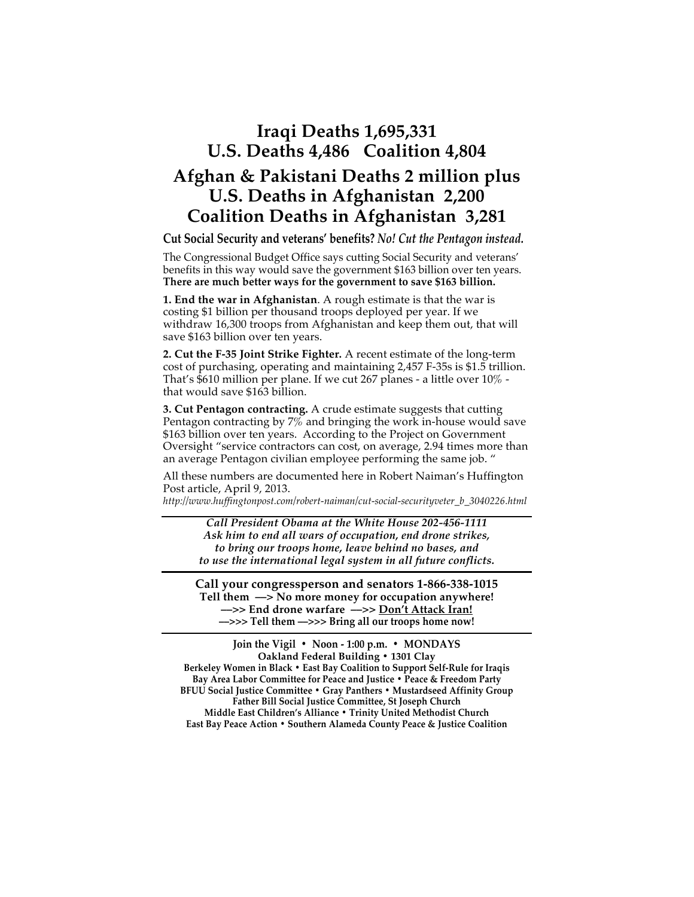# Iraqi Deaths 1,695,331
# U.S. Deaths 4,486 Coalition 4,804
# Afghan & Pakistani Deaths 2 million plus
# U.S. Deaths in Afghanistan 2,200
# Coalition Deaths in Afghanistan 3,281

**Cut Social Security and veterans' benefits?** ***No! Cut the Pentagon instead.***

The Congressional Budget Office says cutting Social Security and veterans' benefits in this way would save the government $163 billion over ten years. **There are much better ways for the government to save $163 billion.**

**1. End the war in Afghanistan**. A rough estimate is that the war is costing $1 billion per thousand troops deployed per year. If we withdraw 16,300 troops from Afghanistan and keep them out, that will save $163 billion over ten years.

**2. Cut the F-35 Joint Strike Fighter.** A recent estimate of the long-term cost of purchasing, operating and maintaining 2,457 F-35s is $1.5 trillion. That's $610 million per plane. If we cut 267 planes - a little over 10% - that would save $163 billion.

**3. Cut Pentagon contracting.** A crude estimate suggests that cutting Pentagon contracting by 7% and bringing the work in-house would save $163 billion over ten years. According to the Project on Government Oversight "service contractors can cost, on average, 2.94 times more than an average Pentagon civilian employee performing the same job. "

All these numbers are documented here in Robert Naiman's Huffington Post article, April 9, 2013.
*http://www.huffingtonpost.com/robert-naiman/cut-social-securityveter_b_3040226.html*

---

***Call President Obama at the White House 202-456-1111***
***Ask him to end all wars of occupation, end drone strikes,***
***to bring our troops home, leave behind no bases, and***
***to use the international legal system in all future conflicts.***

---

**Call your congressperson and senators 1-866-338-1015**
**Tell them —> No more money for occupation anywhere!**
**—>> End drone warfare —>> <u>Don't Attack Iran!</u>**
**—>>> Tell them —>>> Bring all our troops home now!**

---

**Join the Vigil • Noon - 1:00 p.m. • MONDAYS**
**Oakland Federal Building • 1301 Clay**
**Berkeley Women in Black • East Bay Coalition to Support Self-Rule for Iraqis**
**Bay Area Labor Committee for Peace and Justice • Peace & Freedom Party**
**BFUU Social Justice Committee • Gray Panthers • Mustardseed Affinity Group**
**Father Bill Social Justice Committee, St Joseph Church**
**Middle East Children's Alliance • Trinity United Methodist Church**
**East Bay Peace Action • Southern Alameda County Peace & Justice Coalition**